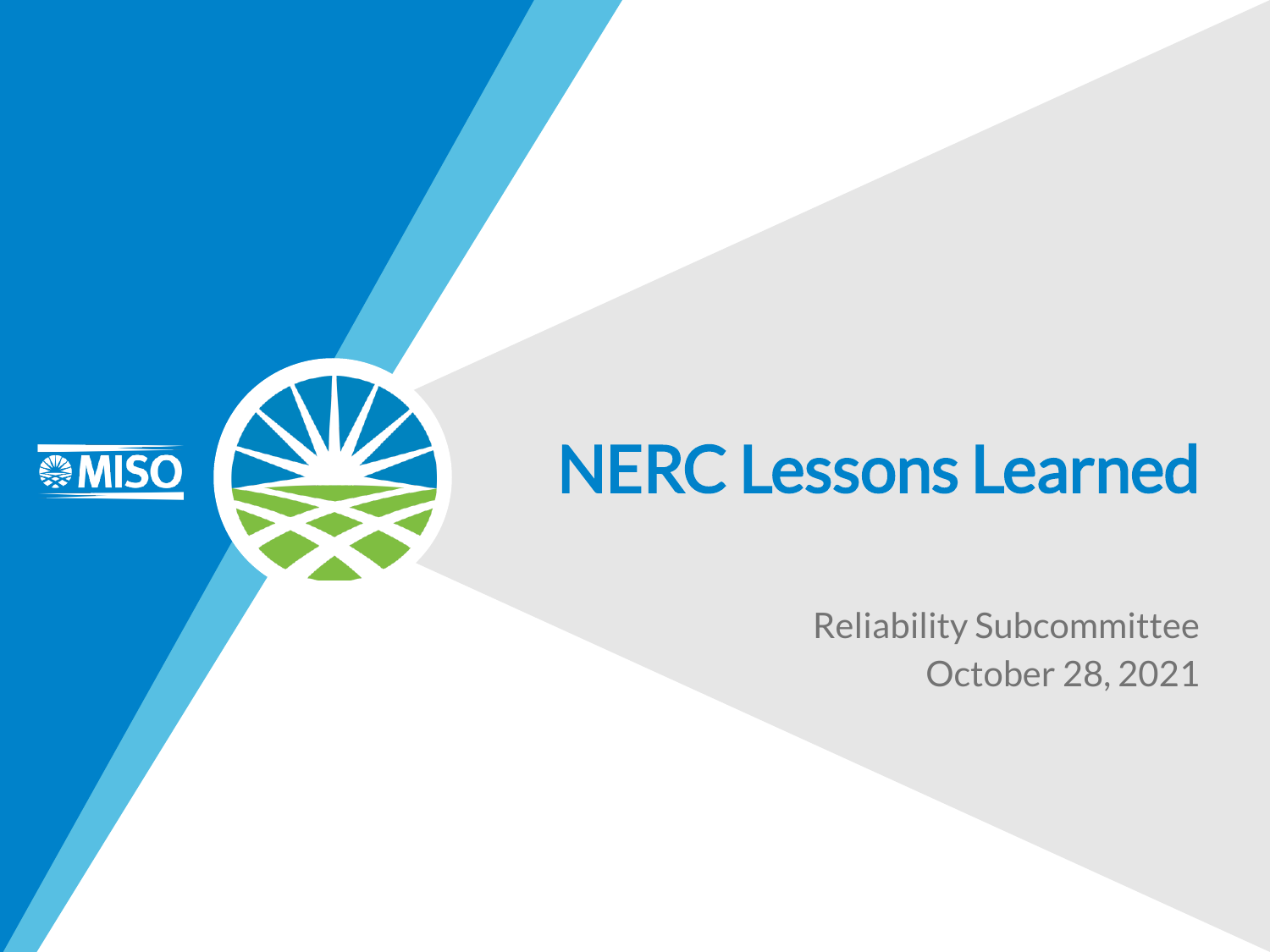MISO

# NERC Lessons Learned

Reliability Subcommittee
October 28, 2021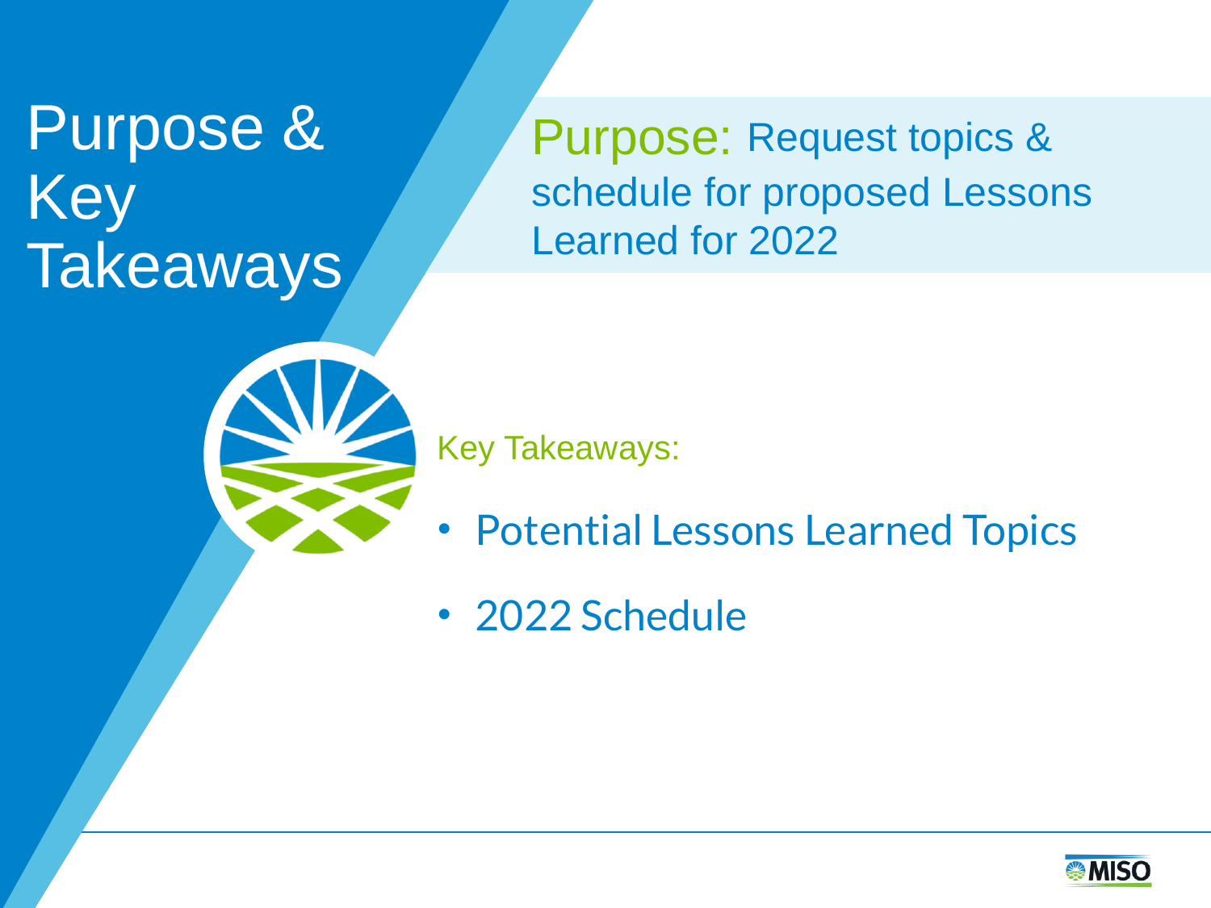# Purpose & Key Takeaways

**Purpose:** Request topics & schedule for proposed Lessons Learned for 2022

Key Takeaways:

- Potential Lessons Learned Topics
- 2022 Schedule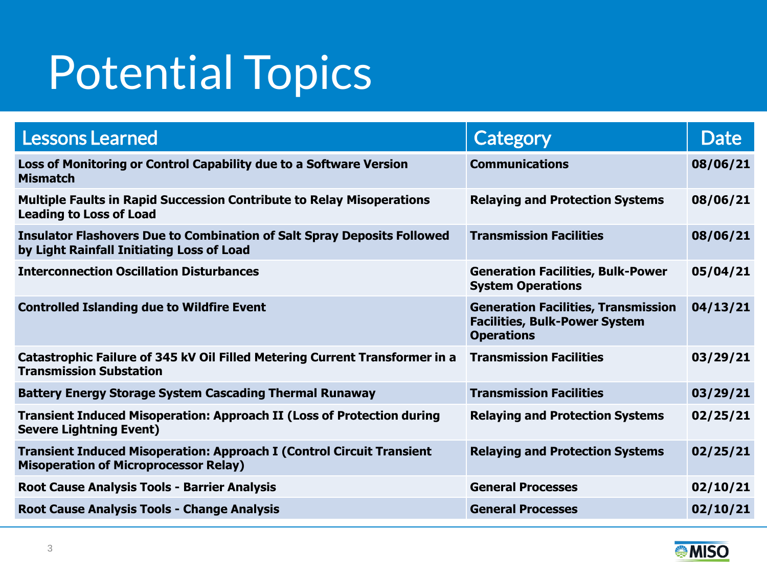# Potential Topics

| Lessons Learned | Category | Date |
|---|---|---|
| **Loss of Monitoring or Control Capability due to a Software Version Mismatch** | **Communications** | **08/06/21** |
| **Multiple Faults in Rapid Succession Contribute to Relay Misoperations Leading to Loss of Load** | **Relaying and Protection Systems** | **08/06/21** |
| **Insulator Flashovers Due to Combination of Salt Spray Deposits Followed by Light Rainfall Initiating Loss of Load** | **Transmission Facilities** | **08/06/21** |
| **Interconnection Oscillation Disturbances** | **Generation Facilities, Bulk-Power System Operations** | **05/04/21** |
| **Controlled Islanding due to Wildfire Event** | **Generation Facilities, Transmission Facilities, Bulk-Power System Operations** | **04/13/21** |
| **Catastrophic Failure of 345 kV Oil Filled Metering Current Transformer in a Transmission Substation** | **Transmission Facilities** | **03/29/21** |
| **Battery Energy Storage System Cascading Thermal Runaway** | **Transmission Facilities** | **03/29/21** |
| **Transient Induced Misoperation: Approach II (Loss of Protection during Severe Lightning Event)** | **Relaying and Protection Systems** | **02/25/21** |
| **Transient Induced Misoperation: Approach I (Control Circuit Transient Misoperation of Microprocessor Relay)** | **Relaying and Protection Systems** | **02/25/21** |
| **Root Cause Analysis Tools - Barrier Analysis** | **General Processes** | **02/10/21** |
| **Root Cause Analysis Tools - Change Analysis** | **General Processes** | **02/10/21** |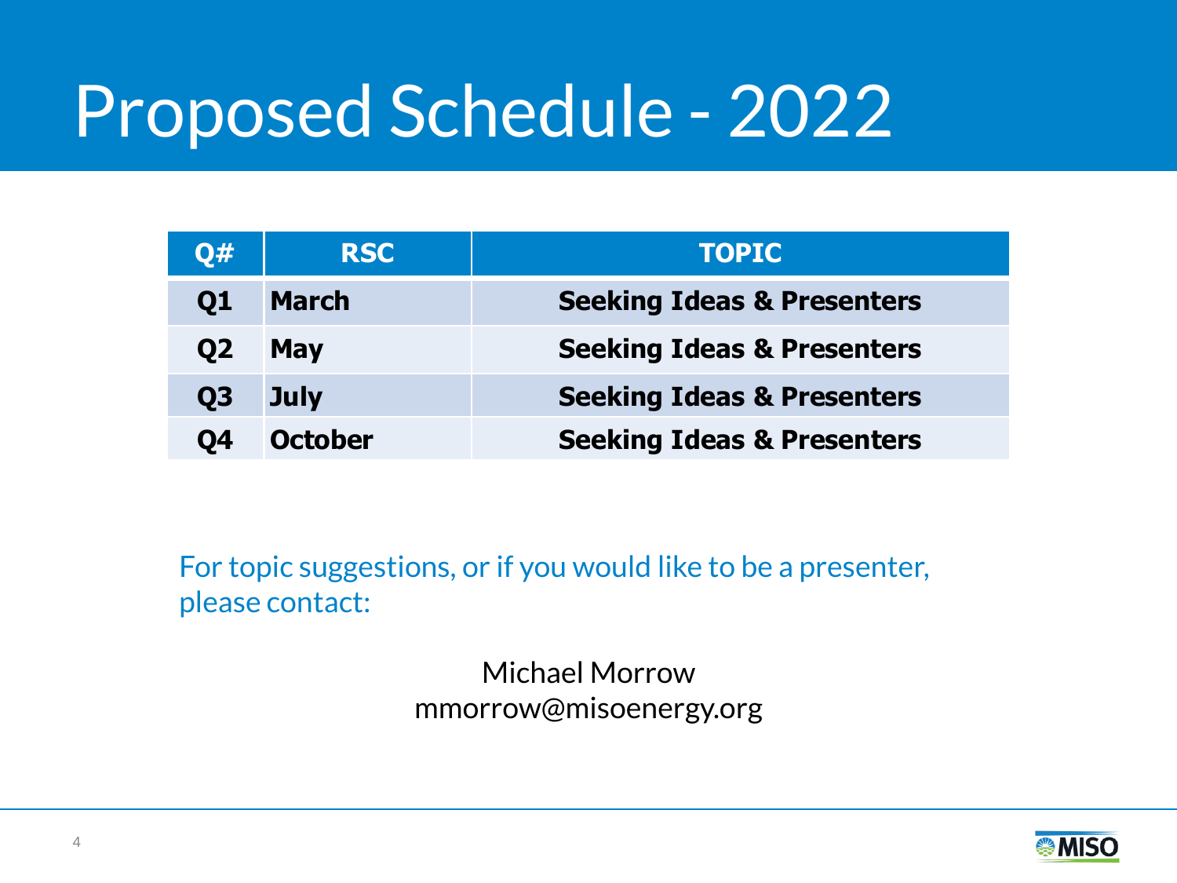# Proposed Schedule - 2022

| Q# | RSC | TOPIC |
|---|---|---|
| **Q1** | **March** | **Seeking Ideas & Presenters** |
| **Q2** | **May** | **Seeking Ideas & Presenters** |
| **Q3** | **July** | **Seeking Ideas & Presenters** |
| **Q4** | **October** | **Seeking Ideas & Presenters** |

For topic suggestions, or if you would like to be a presenter, please contact:

Michael Morrow
mmorrow@misoenergy.org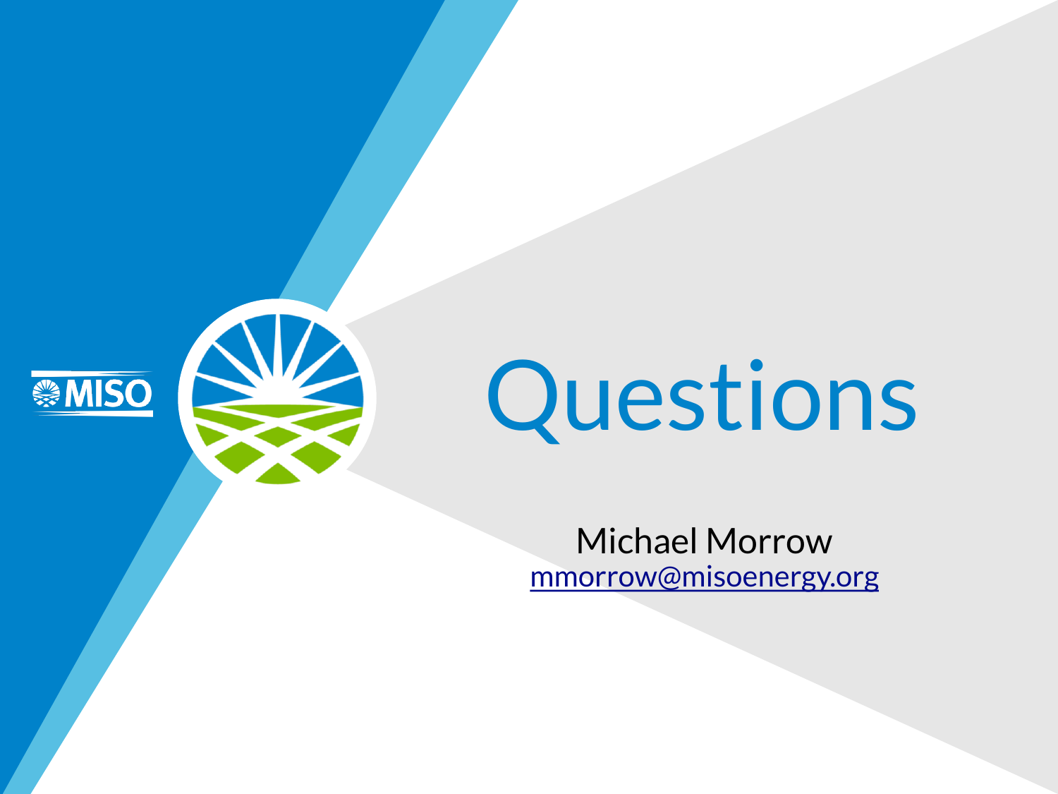# Questions

Michael Morrow
mmorrow@misoenergy.org